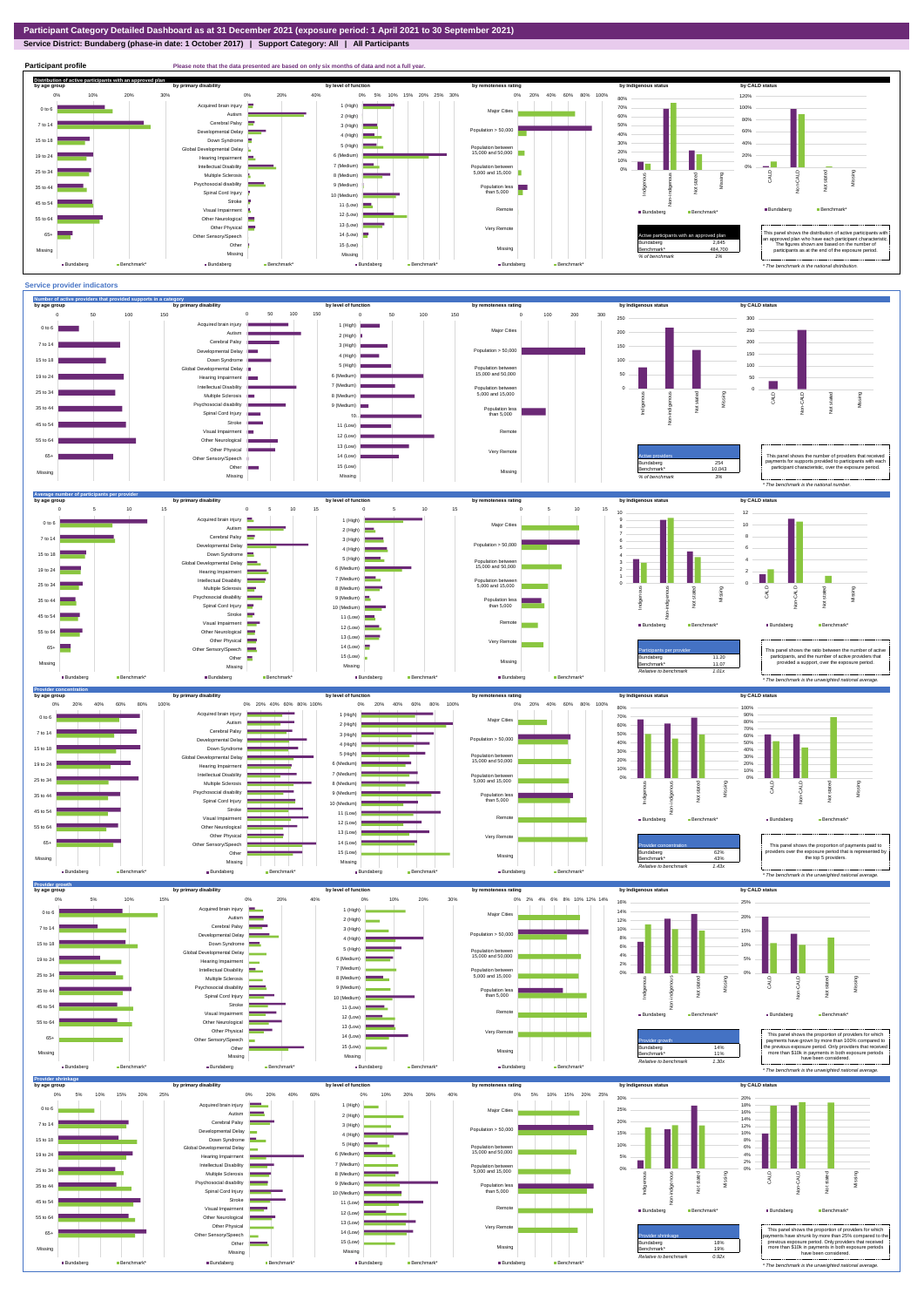# Participant Category Detailed Dashboard as at 31 December 2021 (exposure period: 1 April 2021 to 30 September 2021)

**Service District: Bundaberg (phase-in date: 1 October 2017) | Support Category: All | All Participants**

## Participant profile

Please note that the data presented are based on only six months of data and not a full year.

### Distribution of active participants with an approved plan

| Active participants with an approved plan | |
|---|---|
| Bundaberg | 2,845 |
| Benchmark* | 484,700 |
| % of benchmark | 1% |

This panel shows the distribution of active participants with an approved plan who have each participant characteristic. The figures shown are based on the number of participants as at the end of the exposure period.

\* The benchmark is the national distribution.

## Service provider indicators

### Number of active providers that provided supports in a category

| Active providers | |
|---|---|
| Bundaberg | 254 |
| Benchmark* | 10,043 |
| % of benchmark | 3% |

This panel shows the number of providers that received payments for supports provided to participants with each participant characteristic, over the exposure period.

\* The benchmark is the national number.

### Average number of participants per provider

| Participants per provider | |
|---|---|
| Bundaberg | 11.20 |
| Benchmark* | 11.07 |
| Relative to benchmark | 1.01x |

This panel shows the ratio between the number of active participants, and the number of active providers that provided a support, over the exposure period.

\* The benchmark is the unweighted national average.

### Provider concentration

| Provider concentration | |
|---|---|
| Bundaberg | 62% |
| Benchmark* | 43% |
| Relative to benchmark | 1.43x |

This panel shows the proportion of payments paid to providers over the exposure period that is represented by the top 5 providers.

\* The benchmark is the unweighted national average.

### Provider growth

| Provider growth | |
|---|---|
| Bundaberg | 14% |
| Benchmark* | 11% |
| Relative to benchmark | 1.30x |

This panel shows the proportion of providers for which payments have grown by more than 100% compared to the previous exposure period. Only providers that received more than $10k in payments in both exposure periods have been considered.

\* The benchmark is the unweighted national average.

### Provider shrinkage

| Provider shrinkage | |
|---|---|
| Bundaberg | 18% |
| Benchmark* | 19% |
| Relative to benchmark | 0.92x |

This panel shows the proportion of providers for which payments have shrunk by more than 25% compared to the previous exposure period. Only providers that received more than $10k in payments in both exposure periods have been considered.

\* The benchmark is the unweighted national average.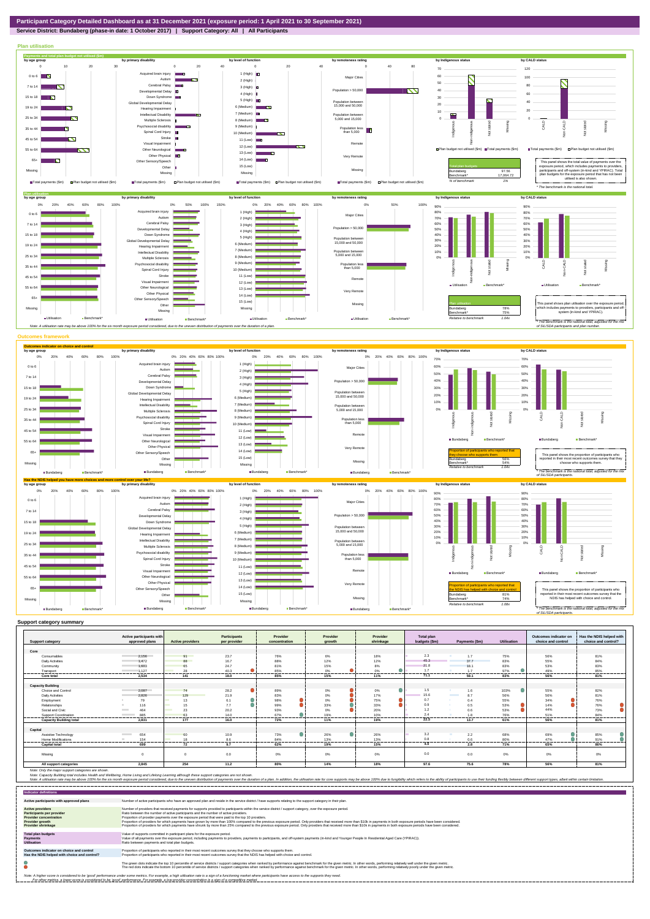# Participant Category Detailed Dashboard as at 31 December 2021 (exposure period: 1 April 2021 to 30 September 2021)

**Service District: Bundaberg (phase-in date: 1 October 2017) | Support Category: All | All Participants**

## Plan utilisation

**Payments and total plan budget not utilised ($m)**

| Total plan budgets | |
|---|---|
| Bundaberg | 97.56 |
| Benchmark* | 17,064.72 |
| % of benchmark | 1% |

This panel shows the total value of payments over the exposure period, which includes payments to providers, participants and off-system (in-kind and YPIRAC). Total plan budgets for the exposure period that has not been utilised is also shown.

* The benchmark is the national total.

**Plan utilisation**

| Plan utilisation | |
|---|---|
| Bundaberg | 78% |
| Benchmark* | 75% |
| Relative to benchmark | 1.04x |

This panel shows plan utilisation over the exposure period, which includes payments to providers, participants and off-system (in-kind and YPIRAC).

* The benchmark is the national total, adjusted for the mix of SIL/SDA participants and plan number.

Note: A utilisation rate may be above 100% for the six month exposure period considered, due to the uneven distribution of payments over the duration of a plan.

## Outcomes framework

**Outcomes indicator on choice and control**

| Proportion of participants who reported that they choose who supports them | |
|---|---|
| Bundaberg | 56% |
| Benchmark* | 54% |
| Relative to benchmark | 1.04x |

This panel shows the proportion of participants who reported in their most recent outcomes survey that they choose who supports them.

* The benchmark is the national total, adjusted for the mix of SIL/SDA participants.

**Has the NDIS helped you have more choices and more control over your life?**

| Proportion of participants who reported that the NDIS has helped with choice and control | |
|---|---|
| Bundaberg | 81% |
| Benchmark* | 74% |
| Relative to benchmark | 1.08x |

This panel shows the proportion of participants who reported in their most recent outcomes survey that the NDIS has helped with choice and control.

* The benchmark is the national total, adjusted for the mix of SIL/SDA participants.

## Support category summary

| Support category | Active participants with approved plans | Active providers | Participants per provider | Provider concentration | Provider growth | Provider shrinkage | Total plan budgets ($m) | Payments ($m) | Utilisation | Outcomes indicator on choice and control | Has the NDIS helped with choice and control? |
|---|---|---|---|---|---|---|---|---|---|---|---|
| **Core** | | | | | | | | | | | |
| Consumables | 2,156 | 91 | 23.7 | 76% | 6% | 18% | 2.3 | 1.7 | 75% | 56% | 81% |
| Daily Activities | 1,472 | 88 | 16.7 | 88% | 12% | 12% | 45.3 | 37.7 | 83% | 55% | 84% |
| Community | 1,603 | 65 | 24.7 | 81% | 15% | 8% | 21.8 | 18.1 | 83% | 53% | 83% |
| Transport | 1,127 | 28 | 40.3 | 85% | 0% | 0% | 1.7 | 1.7 | 97% | 49% | 85% |
| **Core total** | **2,534** | **141** | **18.0** | **85%** | **15%** | **11%** | **71.1** | **59.1** | **83%** | **56%** | **81%** |
| **Capacity Building** | | | | | | | | | | | |
| Choice and Control | 2,087 | 74 | 28.2 | 89% | 0% | 0% | 1.5 | 1.6 | 103% | 55% | 82% |
| Daily Activities | 2,826 | 129 | 21.9 | 83% | 0% | 17% | 15.6 | 8.7 | 56% | 56% | 81% |
| Employment | 79 | 13 | 6.1 | 98% | 0% | 75% | 0.7 | 0.4 | 55% | 34% | 76% |
| Relationships | 116 | 15 | 7.7 | 99% | 33% | 33% | 0.9 | 0.5 | 53% | 14% | 76% |
| Social and Civic | 464 | 23 | 20.2 | 93% | 0% | 20% | 1.2 | 0.6 | 53% | 44% | 73% |
| Support Coordination | 885 | 63 | 14.0 | 67% | 19% | 10% | 2.4 | 1.8 | 76% | 51% | 84% |
| **Capacity Building total** | **2,831** | **177** | **16.0** | **72%** | **11%** | **19%** | **22.3** | **13.7** | **61%** | **56%** | **81%** |
| **Capital** | | | | | | | | | | | |
| Assistive Technology | 654 | 60 | 10.9 | 73% | 26% | 26% | 3.2 | 2.2 | 68% | 69% | 85% |
| Home Modifications | 154 | 18 | 8.6 | 84% | 13% | 13% | 0.8 | 0.6 | 80% | 47% | 91% |
| **Capital total** | **698** | **72** | **9.7** | **62%** | **19%** | **15%** | **4.0** | **2.8** | **71%** | **65%** | **86%** |
| Missing | 0 | 0 | 0.0 | 0% | 0% | 0% | 0.0 | 0.0 | 0% | 0% | 0% |
| **All support categories** | **2,845** | **254** | **11.2** | **80%** | **14%** | **18%** | **97.6** | **75.6** | **78%** | **56%** | **81%** |

Note: Only the major support categories are shown.

Note: Capacity Building total includes Health and Wellbeing, Home Living and Lifelong Learning although these support categories are not shown.

Note: A utilisation rate may be above 100% for the six month exposure period considered, due to the uneven distribution of payments over the duration of a plan. In addition, the utilisation rate for core supports may be above 100% due to fungibility which refers to the ability of participants to use their funding flexibly between different support types, albeit within certain limitation.

## Indicator definitions

| Indicator | Definition |
|---|---|
| Active participants with approved plans | Number of active participants who have an approved plan and reside in the service district / have supports relating to the support category in their plan. |
| Active providers | Number of providers that received payments for supports provided to participants within the service district / support category, over the exposure period. |
| Participants per provider | Ratio between the number of active participants and the number of active providers. |
| Provider concentration | Proportion of provider payments over the exposure period that were paid to the top 10 providers. |
| Provider growth | Proportion of providers for which payments have grown by more than 100% compared to the previous exposure period. Only providers that received more than $10k in payments in both exposure periods have been considered. |
| Provider shrinkage | Proportion of providers for which payments have shrunk by more than 25% compared to the previous exposure period. Only providers that received more than $10k in payments in both exposure periods have been considered. |
| Total plan budgets | Value of supports committed in participant plans for the exposure period. |
| Payments | Value of all payments over the exposure period, including payments to providers, payments to participants, and off-system payments (in-kind and Younger People In Residential Aged Care (YPIRAC)). |
| Utilisation | Ratio between payments and total plan budgets. |
| Outcomes indicator on choice and control | Proportion of participants who reported in their most recent outcomes survey that they choose who supports them. |
| Has the NDIS helped with choice and control? | Proportion of participants who reported in their most recent outcomes survey that the NDIS has helped with choice and control. |

The green dots indicate the top 10 percentile of service districts / support categories when ranked by performance against benchmark for the given metric. In other words, performing relatively well under the given metric.

The red dots indicate the bottom 10 percentile of service districts / support categories when ranked by performance against benchmark for the given metric. In other words, performing relatively poorly under the given metric.

Note: A higher score is considered to be 'good' performance under some metrics. For example, a high utilisation rate is a sign of a functioning market where participants have access to the supports they need.
For other metrics, a lower score is considered to be 'good' performance. For example, a low provider concentration is a sign of a competitive market.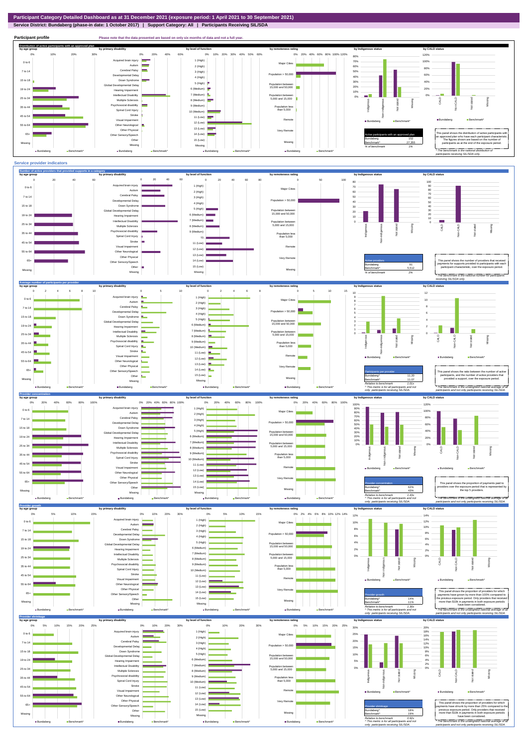# Participant Category Detailed Dashboard as at 31 December 2021 (exposure period: 1 April 2021 to 30 September 2021)

**Service District: Bundaberg (phase-in date: 1 October 2017) | Support Category: All | Participants Receiving SIL/SDA**

## Participant profile

Please note that the data presented are based on only six months of data and not a full year.

### Distribution of active participants with an approved plan

| Active participants with an approved plan | |
|---|---|
| Bundaberg | 152 |
| Benchmark* | 27,355 |
| % of benchmark | 1% |

This panel shows the distribution of active participants with an approved plan who have each participant characteristic. The figures shown are based on the number of participants as at the end of the exposure period.

* The benchmark is the national distribution of participants receiving SIL/SDA only.

## Service provider indicators

### Number of active providers that provided supports in a category

| Active providers | |
|---|---|
| Bundaberg | 91 |
| Benchmark* | 5,512 |
| % of benchmark | 2% |

This panel shows the number of providers that received payments for supports provided to participants with each participant characteristic, over the exposure period.

* The benchmark is the national number for participants receiving SIL/SDA only.

### Average number of participants per provider

| Participants per provider | |
|---|---|
| Bundaberg^ | 11.20 |
| Benchmark^ | 11.07 |
| Relative to benchmark | 1.01x |

^ This metric is for all participants and not only participants receiving SIL/SDA.

This panel shows the ratio between the number of active participants, and the number of active providers that provided a support, over the exposure period.

* The benchmark is the unweighted national average of all participants and not only participants receiving SIL/SDA.

### Provider concentration

| Provider concentration | |
|---|---|
| Bundaberg^ | 62% |
| Benchmark^ | 43% |
| Relative to benchmark | 1.43x |

^ This metric is for all participants and not only participants receiving SIL/SDA.

This panel shows the proportion of payments paid to providers over the exposure period that is represented by the top 5 providers.

* The benchmark is the unweighted national average of all participants and not only participants receiving SIL/SDA.

### Provider growth

| Provider growth | |
|---|---|
| Bundaberg^ | 14% |
| Benchmark^ | 11% |
| Relative to benchmark | 1.30x |

^ This metric is for all participants and not only participants receiving SIL/SDA.

This panel shows the proportion of providers for which payments have grown by more than 100% compared to the previous exposure period. Only providers that received more than $10k in payments in both exposure periods have been considered.

* The benchmark is the unweighted national average of all participants and not only participants receiving SIL/SDA.

### Provider shrinkage

| Provider shrinkage | |
|---|---|
| Bundaberg^ | 18% |
| Benchmark^ | 19% |
| Relative to benchmark | 0.92x |

^ This metric is for all participants and not only participants receiving SIL/SDA.

This panel shows the proportion of providers for which payments have shrunk by more than 25% compared to the previous exposure period. Only providers that received more than $10k in payments in both exposure periods have been considered.

* The benchmark is the unweighted national average of all participants and not only participants receiving SIL/SDA.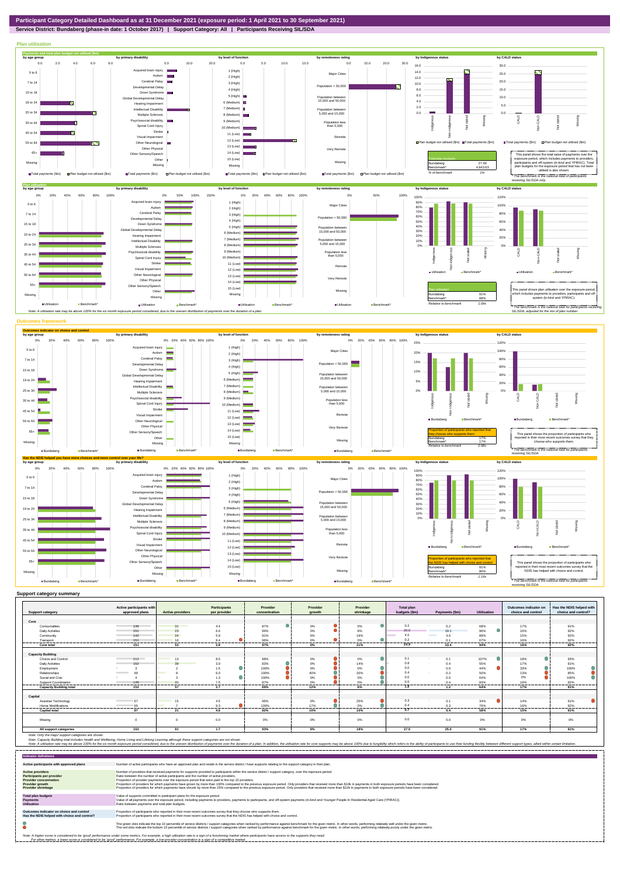# Participant Category Detailed Dashboard as at 31 December 2021 (exposure period: 1 April 2021 to 30 September 2021)

**Service District: Bundaberg (phase-in date: 1 October 2017) | Support Category: All | Participants Receiving SIL/SDA**

## Plan utilisation

### Payments and total plan budget not utilised ($m)

| Total plan budgets | |
|---|---|
| Bundaberg | 27.49 |
| Benchmark* | 4,943.63 |
| % of benchmark | 1% |

This panel shows the total value of payments over the exposure period, which includes payments to providers, participants and off-system (in-kind and YPIRAC). Total plan budgets for the exposure period that has not been utilised is also shown.

*The benchmark is the national total for participants receiving SIL/SDA only.

### Plan utilisation

| Plan utilisation | |
|---|---|
| Bundaberg | 91% |
| Benchmark* | 88% |
| Relative to benchmark | 1.04x |

This panel shows plan utilisation over the exposure period, which includes payments to providers, participants and off-system (in-kind and YPIRAC).

*The benchmark is the national total for participants receiving SIL/SDA, adjusted for the mix of plan number.

Note: A utilisation rate may be above 100% for the six month exposure period considered, due to the uneven distribution of payments over the duration of a plan.

## Outcomes framework

### Outcomes indicator on choice and control

| Proportion of participants who reported that they choose who supports them | |
|---|---|
| Bundaberg | 17% |
| Benchmark* | 17% |
| Relative to benchmark | 0.98x |

This panel shows the proportion of participants who reported in their most recent outcomes survey that they choose who supports them.

*The benchmark is the national total for participants receiving SIL/SDA.

### Has the NDIS helped you have more choices and more control over your life?

| Proportion of participants who reported that the NDIS has helped with choice and control | |
|---|---|
| Bundaberg | 91% |
| Benchmark* | 80% |
| Relative to benchmark | 1.14x |

This panel shows the proportion of participants who reported in their most recent outcomes survey that the NDIS has helped with choice and control.

*The benchmark is the national total for participants receiving SIL/SDA.

## Support category summary

| Support category | Active participants with approved plans | Active providers | Participants per provider | Provider concentration | Provider growth | Provider shrinkage | Total plan budgets ($m) | Payments ($m) | Utilisation | Outcomes indicator on choice and control | Has the NDIS helped with choice and control? |
|---|---|---|---|---|---|---|---|---|---|---|---|
| **Core** | | | | | | | | | | | |
| Consumables | 136 | 31 | 4.4 | 87% | 0% | 0% | 0.2 | 0.2 | 68% | 17% | 91% |
| Daily Activities | 151 | 23 | 6.6 | 99% | 0% | 9% | 20.0 | 19.1 | 96% | 16% | 92% |
| Community | 142 | 24 | 5.9 | 91% | 6% | 19% | 4.5 | 4.0 | 89% | 15% | 92% |
| Transport | 151 | 16 | 9.4 | 98% | 0% | 0% | 0.2 | 0.1 | 67% | 16% | 92% |
| **Core total** | **151** | **53** | **2.8** | **97%** | **0%** | **21%** | **24.9** | **23.4** | **94%** | **16%** | **92%** |
| **Capacity Building** | | | | | | | | | | | |
| Choice and Control | 111 | 13 | 8.5 | 98% | 0% | 0% | 0.1 | 0.1 | 107% | 18% | 93% |
| Daily Activities | 152 | 39 | 3.9 | 83% | 0% | 14% | 0.8 | 0.4 | 55% | 17% | 91% |
| Employment | 3 | 2 | 1.5 | 100% | 0% | 0% | 0.0 | 0.0 | 44% | 33% | 100% |
| Relationships | 48 | 8 | 6.0 | 100% | 40% | 20% | 0.4 | 0.2 | 50% | 13% | 85% |
| Social and Civic | 4 | 3 | 1.3 | 100% | 0% | 0% | 0.0 | 0.0 | 64% | 0% | 100% |
| Support Coordination | 149 | 20 | 7.5 | 87% | 0% | 0% | 0.5 | 0.4 | 83% | 16% | 92% |
| **Capacity Building total** | **152** | **57** | **2.7** | **69%** | **12%** | **6%** | **1.8** | **1.2** | **64%** | **17%** | **91%** |
| **Capital** | | | | | | | | | | | |
| Assistive Technology | 67 | 15 | 4.5 | 96% | 0% | 25% | 0.3 | 0.1 | 34% | 14% | 91% |
| Home Modifications | 65 | 7 | 9.3 | 100% | 17% | 0% | 0.4 | 0.3 | 76% | 16% | 92% |
| **Capital total** | **97** | **21** | **4.6** | **92%** | **10%** | **10%** | **0.7** | **0.4** | **58%** | **15%** | **91%** |
| Missing | 0 | 0 | 0.0 | 0% | 0% | 0% | 0.0 | 0.0 | 0% | 0% | 0% |
| **All support categories** | **152** | **91** | **1.7** | **93%** | **9%** | **18%** | **27.5** | **25.0** | **91%** | **17%** | **91%** |

Note: Only the major support categories are shown.
Note: Capacity Building total includes Health and Wellbeing, Home Living and Lifelong Learning although these support categories are not shown.
Note: A utilisation rate may be above 100% for the six month exposure period considered, due to the uneven distribution of payments over the duration of a plan. In addition, the utilisation rate for core supports may be above 100% due to fungibility which refers to the ability of participants to use their funding flexibly between different support types, albeit within certain limitation.

## Indicator definitions

| Indicator | Definition |
|---|---|
| Active participants with approved plans | Number of active participants who have an approved plan and reside in the service district / have supports relating to the support category in their plan. |
| Active providers | Number of providers that received payments for supports provided to participants within the service district / support category, over the exposure period. |
| Participants per provider | Ratio between the number of active participants and the number of active providers. |
| Provider concentration | Proportion of provider payments over the exposure period that were paid to the top 10 providers. |
| Provider growth | Proportion of providers for which payments have grown by more than 100% compared to the previous exposure period. Only providers that received more than $10k in payments in both exposure periods have been considered. |
| Provider shrinkage | Proportion of providers for which payments have shrunk by more than 25% compared to the previous exposure period. Only providers that received more than $10k in payments in both exposure periods have been considered. |
| Total plan budgets | Value of supports committed in participant plans for the exposure period. |
| Payments | Value of all payments over the exposure period, including payments to providers, payments to participants, and off-system payments (in-kind and Younger People In Residential Aged Care (YPIRAC)). |
| Utilisation | Ratio between payments and total plan budgets. |
| Outcomes indicator on choice and control | Proportion of participants who reported in their most recent outcomes survey that they choose who supports them. |
| Has the NDIS helped with choice and control? | Proportion of participants who reported in their most recent outcomes survey that the NDIS has helped with choice and control. |

The green dots indicate the top 10 percentile of service districts / support categories when ranked by performance against benchmark for the given metric. In other words, performing relatively well under the given metric.
The red dots indicate the bottom 10 percentile of service districts / support categories when ranked by performance against benchmark for the given metric. In other words, performing relatively poorly under the given metric.

Note: A higher score is considered to be 'good' performance under some metrics. For example, a high utilisation rate is a sign of a functioning market where participants have access to the supports they need.
For other metrics, a lower score is considered to be 'good' performance. For example, a low provider concentration is a sign of a competitive market.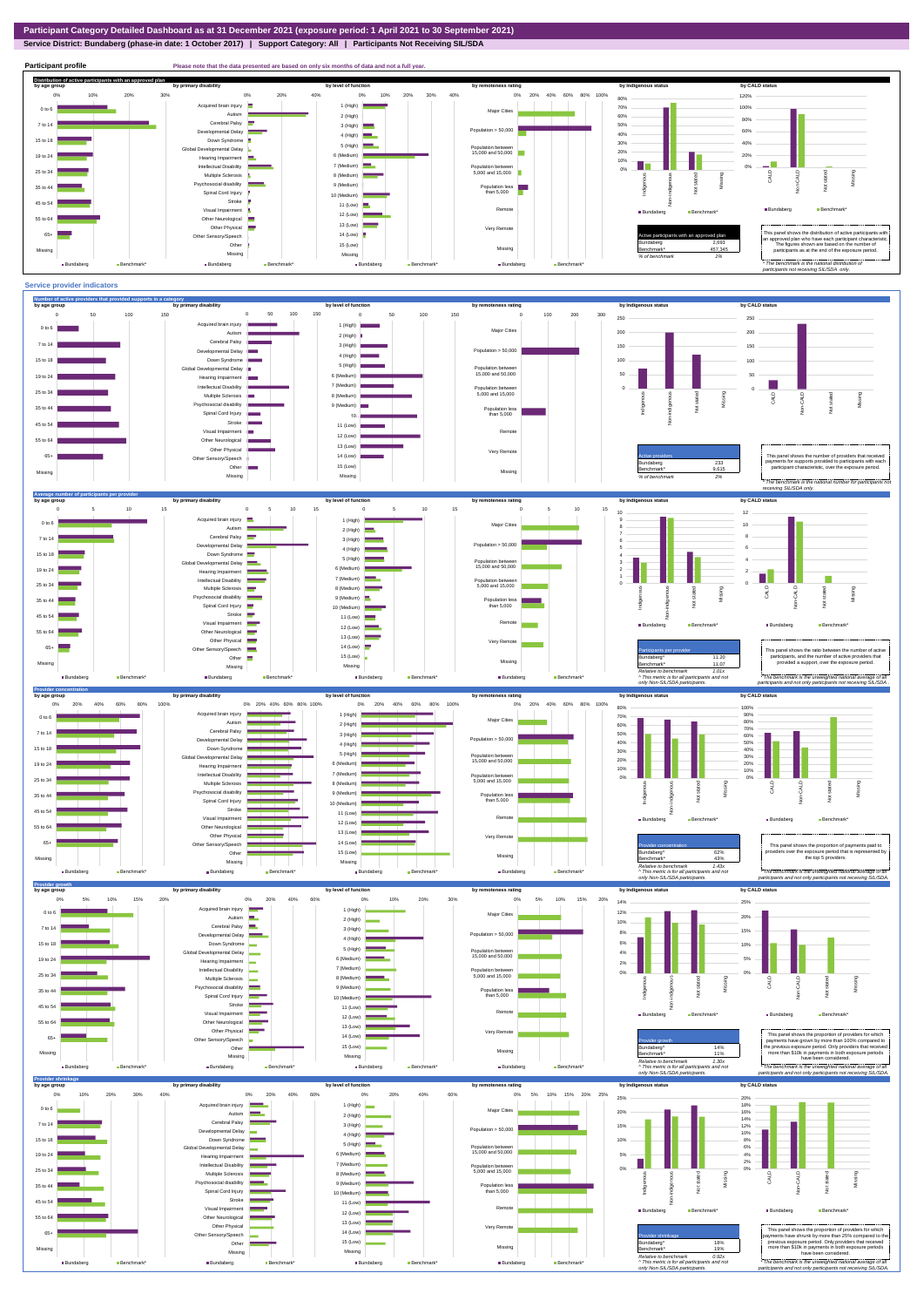# Participant Category Detailed Dashboard as at 31 December 2021 (exposure period: 1 April 2021 to 30 September 2021)

**Service District: Bundaberg (phase-in date: 1 October 2017) | Support Category: All | Participants Not Receiving SIL/SDA**

## Participant profile

Please note that the data presented are based on only six months of data and not a full year.

### Distribution of active participants with an approved plan

| Active participants with an approved plan | |
|---|---|
| Bundaberg | 2,693 |
| Benchmark* | 457,345 |
| % of benchmark | 1% |

This panel shows the distribution of active participants with an approved plan who have each participant characteristic. The figures shown are based on the number of participants as at the end of the exposure period.

\* The benchmark is the national distribution of participants not receiving SIL/SDA only.

## Service provider indicators

### Number of active providers that provided supports in a category

| Active providers | |
|---|---|
| Bundaberg | 233 |
| Benchmark* | 9,615 |
| % of benchmark | 2% |

This panel shows the number of providers that received payments for supports provided to participants with each participant characteristic, over the exposure period.

\* The benchmark is the national number for participants not receiving SIL/SDA only.

### Average number of participants per provider

| Participants per provider | |
|---|---|
| Bundaberg^ | 11.20 |
| Benchmark* | 11.07 |
| Relative to benchmark | 1.01x |

This panel shows the ratio between the number of active participants, and the number of active providers that provided a support, over the exposure period.

^ This metric is for all participants and not only Non-SIL/SDA participants.

\* The benchmark is the unweighted national average of all participants and not only participants not receiving SIL/SDA.

### Provider concentration

| Provider concentration | |
|---|---|
| Bundaberg^ | 62% |
| Benchmark* | 43% |
| Relative to benchmark | 1.43x |

This panel shows the proportion of payments paid to providers over the exposure period that is represented by the top 5 providers.

^ This metric is for all participants and not only Non-SIL/SDA participants.

\* The benchmark is the unweighted national average of all participants and not only participants not receiving SIL/SDA.

### Provider growth

| Provider growth | |
|---|---|
| Bundaberg^ | 14% |
| Benchmark* | 11% |
| Relative to benchmark | 1.30x |

This panel shows the proportion of providers for which payments have grown by more than 100% compared to the previous exposure period. Only providers that received more than $10k in payments in both exposure periods have been considered.

^ This metric is for all participants and not only Non-SIL/SDA participants.

\* The benchmark is the unweighted national average of all participants and not only participants not receiving SIL/SDA.

### Provider shrinkage

| Provider shrinkage | |
|---|---|
| Bundaberg^ | 18% |
| Benchmark* | 19% |
| Relative to benchmark | 0.92x |

This panel shows the proportion of providers for which payments have shrunk by more than 25% compared to the previous exposure period. Only providers that received more than $10k in payments in both exposure periods have been considered.

^ This metric is for all participants and not only Non-SIL/SDA participants.

\* The benchmark is the unweighted national average of all participants and not only participants not receiving SIL/SDA.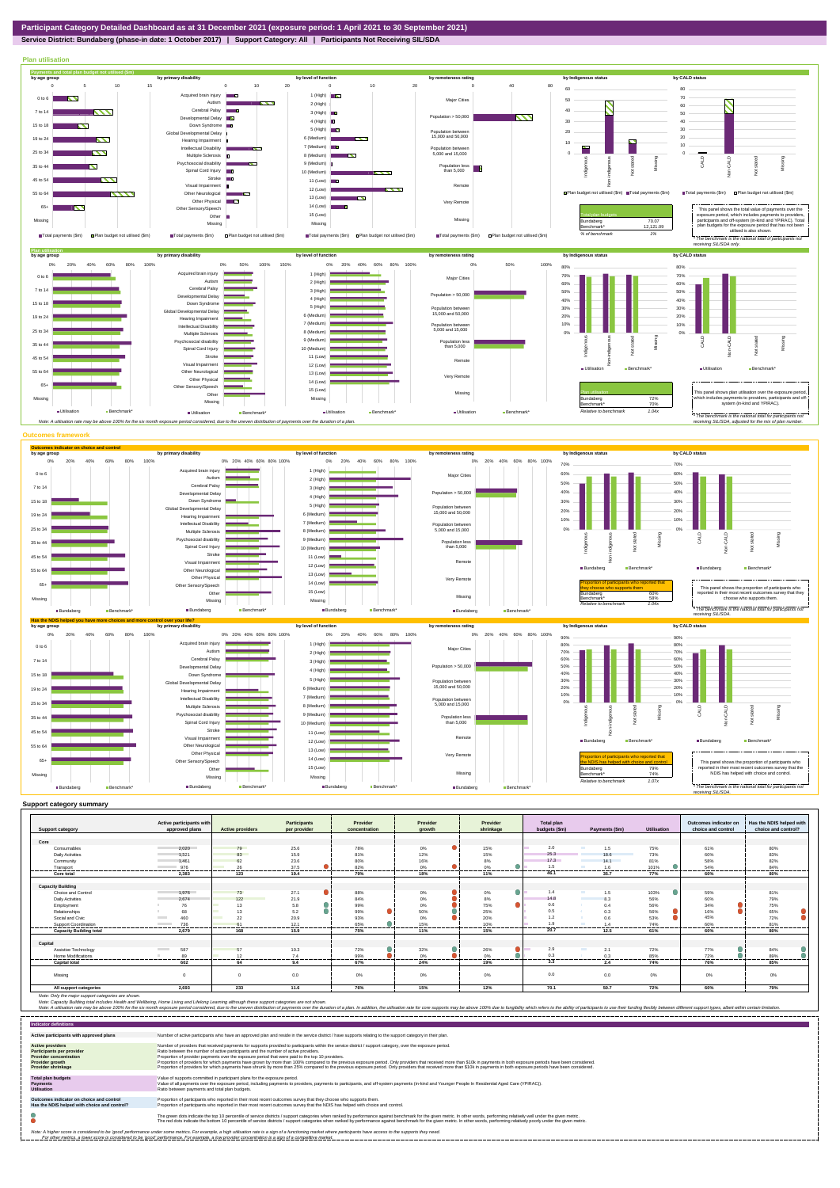# Participant Category Detailed Dashboard as at 31 December 2021 (exposure period: 1 April 2021 to 30 September 2021)

**Service District: Bundaberg (phase-in date: 1 October 2017) | Support Category: All | Participants Not Receiving SIL/SDA**

## Plan utilisation

### Payments and total plan budget not utilised ($m)

by age group

0 to 6
7 to 14
15 to 18
19 to 24
25 to 34
35 to 44
45 to 54
55 to 64
65+
Missing

Total payments ($m) / Plan budget not utilised ($m)

by primary disability

Acquired brain injury
Autism
Cerebral Palsy
Developmental Delay
Down Syndrome
Global Developmental Delay
Hearing Impairment
Intellectual Disability
Multiple Sclerosis
Psychosocial disability
Spinal Cord Injury
Stroke
Visual Impairment
Other Neurological
Other Physical
Other Sensory/Speech
Other
Missing

by level of function

1 (High) to 15 (Low), Missing

by remoteness rating

Major Cities
Population > 50,000
Population between 15,000 and 50,000
Population between 5,000 and 15,000
Population less than 5,000
Remote
Very Remote
Missing

by Indigenous status

Indigenous / Non-indigenous / Not stated / Missing

by CALD status

CALD / Non-CALD / Not stated / Missing

| Total plan budgets | |
|---|---|
| Bundaberg | 70.07 |
| Benchmark* | 12,121.09 |
| % of benchmark | 1% |

This panel shows the total value of payments over the exposure period, which includes payments to providers, participants and off-system (in-kind and YPIRAC). Total plan budgets for the exposure period that has not been utilised is also shown.

*The benchmark is the national total for participants not receiving SIL/SDA only.

### Plan utilisation

Utilisation / Benchmark*

| Plan utilisation | |
|---|---|
| Bundaberg | 72% |
| Benchmark* | 70% |
| Relative to benchmark | 1.04x |

This panel shows plan utilisation over the exposure period, which includes payments to providers, participants and off-system (in-kind and YPIRAC).

*The benchmark is the national total for participants not receiving SIL/SDA, adjusted for the mix of plan number.

Note: A utilisation rate may be above 100% for the six month exposure period considered, due to the uneven distribution of payments over the duration of a plan.

## Outcomes framework

### Outcomes indicator on choice and control

Bundaberg / Benchmark*

| Proportion of participants who reported that they choose who supports them | |
|---|---|
| Bundaberg | 60% |
| Benchmark* | 58% |
| Relative to benchmark | 1.04x |

This panel shows the proportion of participants who reported in their most recent outcomes survey that they choose who supports them.

*The benchmark is the national total for participants not receiving SIL/SDA.

### Has the NDIS helped you have more choices and more control over your life?

| Proportion of participants who reported that the NDIS has helped with choice and control | |
|---|---|
| Bundaberg | 79% |
| Benchmark* | 74% |
| Relative to benchmark | 1.07x |

This panel shows the proportion of participants who reported in their most recent outcomes survey that the NDIS has helped with choice and control.

*The benchmark is the national total for participants not receiving SIL/SDA.

## Support category summary

| Support category | Active participants with approved plans | Active providers | Participants per provider | Provider concentration | Provider growth | Provider shrinkage | Total plan budgets ($m) | Payments ($m) | Utilisation | Outcomes indicator on choice and control | Has the NDIS helped with choice and control? |
|---|---|---|---|---|---|---|---|---|---|---|---|
| **Core** | | | | | | | | | | | |
| Consumables | 2,020 | 79 | 25.6 | 78% | 0% | 15% | 2.0 | 1.5 | 75% | 61% | 80% |
| Daily Activities | 1,321 | 83 | 15.9 | 81% | 12% | 15% | 25.3 | 18.6 | 73% | 60% | 83% |
| Community | 1,461 | 62 | 23.6 | 80% | 16% | 8% | 17.3 | 14.1 | 81% | 58% | 82% |
| Transport | 976 | 26 | 37.5 | 82% | 0% | 0% | 1.5 | 1.6 | 101% | 54% | 84% |
| **Core total** | **2,383** | **123** | **19.4** | **79%** | **18%** | **11%** | **46.1** | **35.7** | **77%** | **60%** | **80%** |
| **Capacity Building** | | | | | | | | | | | |
| Choice and Control | 1,976 | 73 | 27.1 | 88% | 0% | 0% | 1.4 | 1.5 | 103% | 59% | 81% |
| Daily Activities | 2,674 | 122 | 21.9 | 84% | 0% | 8% | 14.8 | 8.3 | 56% | 60% | 79% |
| Employment | 76 | 13 | 5.8 | 99% | 0% | 75% | 0.4 | 0.4 | 56% | 34% | 82% |
| Relationships | 68 | 13 | 5.2 | 99% | 50% | 25% | 0.5 | 0.3 | 56% | 16% | 65% |
| Social and Civic | 460 | 22 | 20.9 | 93% | 0% | 20% | 1.2 | 0.6 | 53% | 45% | 72% |
| Support Coordination | 736 | 61 | 12.1 | 65% | 15% | 10% | 1.9 | 1.4 | 74% | 60% | 81% |
| **Capacity Building total** | **2,679** | **168** | **15.9** | **75%** | **11%** | **15%** | **20.7** | **12.5** | **61%** | **60%** | **80%** |
| **Capital** | | | | | | | | | | | |
| Assistive Technology | 587 | 57 | 10.3 | 72% | 32% | 26% | 2.9 | 2.1 | 72% | 77% | 84% |
| Home Modifications | 89 | 12 | 7.4 | 99% | 0% | 0% | 0.3 | 0.3 | 85% | 72% | 89% |
| **Capital total** | **602** | **64** | **9.4** | **67%** | **24%** | **19%** | **3.3** | **2.4** | **74%** | **76%** | **85%** |
| Missing | 0 | 0 | 0.0 | 0% | 0% | 0% | 0.0 | 0.0 | 0% | 0% | 0% |
| **All support categories** | **2,693** | **233** | **11.6** | **76%** | **15%** | **12%** | **70.1** | **50.7** | **72%** | **60%** | **79%** |

Note: Only the major support categories are shown.

Note: Capacity Building total includes Health and Wellbeing, Home Living and Lifelong Learning although these support categories are not shown.

Note: A utilisation rate may be above 100% for the six month exposure period considered, due to the uneven distribution of payments over the duration of a plan. In addition, the utilisation rate for core supports may be above 100% due to fungibility which refers to the ability of participants to use their funding flexibly between different support types, albeit within certain limitation.

## Indicator definitions

| Indicator | Definition |
|---|---|
| Active participants with approved plans | Number of active participants who have an approved plan and reside in the service district / have supports relating to the support category in their plan. |
| Active providers | Number of providers that received payments for supports provided to participants within the service district / support category, over the exposure period. |
| Participants per provider | Ratio between the number of active participants and the number of active providers. |
| Provider concentration | Proportion of provider payments over the exposure period that were paid to the top 10 providers. |
| Provider growth | Proportion of providers for which payments have grown by more than 100% compared to the previous exposure period. Only providers that received more than $10k in payments in both exposure periods have been considered. |
| Provider shrinkage | Proportion of providers for which payments have shrunk by more than 25% compared to the previous exposure period. Only providers that received more than $10k in payments in both exposure periods have been considered. |
| Total plan budgets | Value of supports committed in participant plans for the exposure period. |
| Payments | Value of all payments over the exposure period, including payments to providers, payments to participants, and off-system payments (in-kind and Younger People In Residential Aged Care (YPIRAC)). |
| Utilisation | Ratio between payments and total plan budgets. |
| Outcomes indicator on choice and control | Proportion of participants who reported in their most recent outcomes survey that they choose who supports them. |
| Has the NDIS helped with choice and control? | Proportion of participants who reported in their most recent outcomes survey that the NDIS has helped with choice and control. |

The green dots indicate the top 10 percentile of service districts / support categories when ranked by performance against benchmark for the given metric. In other words, performing relatively well under the given metric.

The red dots indicate the bottom 10 percentile of service districts / support categories when ranked by performance against benchmark for the given metric. In other words, performing relatively poorly under the given metric.

Note: A higher score is considered to be 'good' performance under some metrics. For example, a high utilisation rate is a sign of a functioning market where participants have access to the supports they need.
For other metrics, a lower score is considered to be 'good' performance. For example, a low provider concentration is a sign of a competitive market.